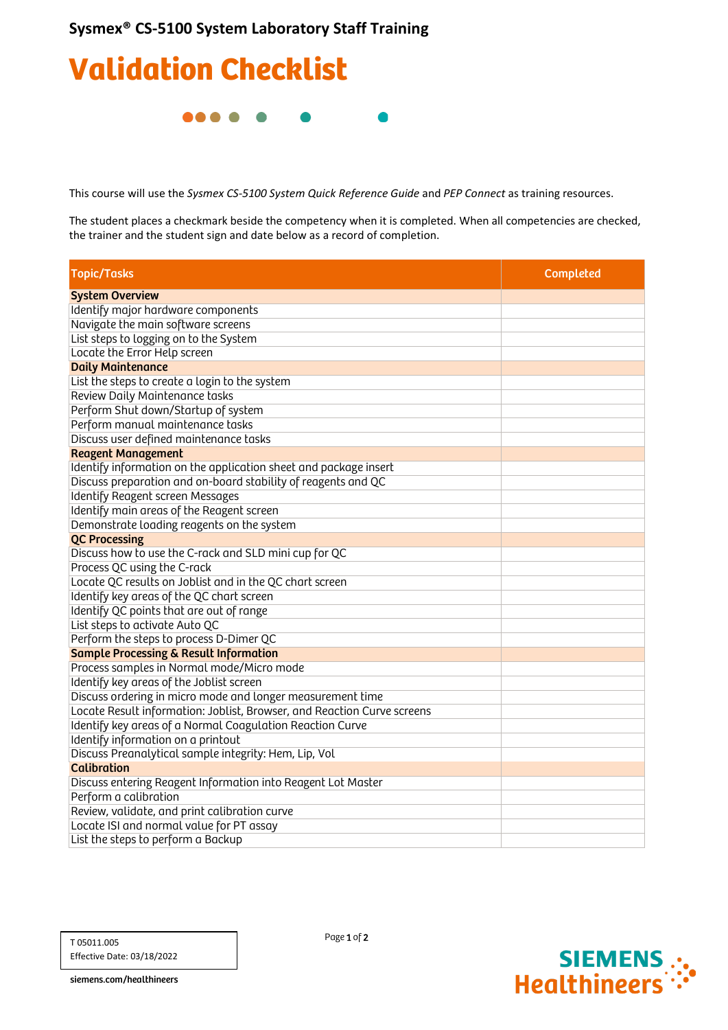**Sysmex® CS-5100 System Laboratory Staff Training**

# Validation Checklist

This course will use the *Sysmex CS-5100 System Quick Reference Guide* and *PEP Connect* as training resources.

The student places a checkmark beside the competency when it is completed. When all competencies are checked, the trainer and the student sign and date below as a record of completion.

| Topic/Tasks | Completed |
|---|---|
| **System Overview** | |
| Identify major hardware components | |
| Navigate the main software screens | |
| List steps to logging on to the System | |
| Locate the Error Help screen | |
| **Daily Maintenance** | |
| List the steps to create a login to the system | |
| Review Daily Maintenance tasks | |
| Perform Shut down/Startup of system | |
| Perform manual maintenance tasks | |
| Discuss user defined maintenance tasks | |
| **Reagent Management** | |
| Identify information on the application sheet and package insert | |
| Discuss preparation and on-board stability of reagents and QC | |
| Identify Reagent screen Messages | |
| Identify main areas of the Reagent screen | |
| Demonstrate loading reagents on the system | |
| **QC Processing** | |
| Discuss how to use the C-rack and SLD mini cup for QC | |
| Process QC using the C-rack | |
| Locate QC results on Joblist and in the QC chart screen | |
| Identify key areas of the QC chart screen | |
| Identify QC points that are out of range | |
| List steps to activate Auto QC | |
| Perform the steps to process D-Dimer QC | |
| **Sample Processing & Result Information** | |
| Process samples in Normal mode/Micro mode | |
| Identify key areas of the Joblist screen | |
| Discuss ordering in micro mode and longer measurement time | |
| Locate Result information: Joblist, Browser, and Reaction Curve screens | |
| Identify key areas of a Normal Coagulation Reaction Curve | |
| Identify information on a printout | |
| Discuss Preanalytical sample integrity: Hem, Lip, Vol | |
| **Calibration** | |
| Discuss entering Reagent Information into Reagent Lot Master | |
| Perform a calibration | |
| Review, validate, and print calibration curve | |
| Locate ISI and normal value for PT assay | |
| List the steps to perform a Backup | |

T 05011.005
Effective Date: 03/18/2022

siemens.com/healthineers

SIEMENS Healthineers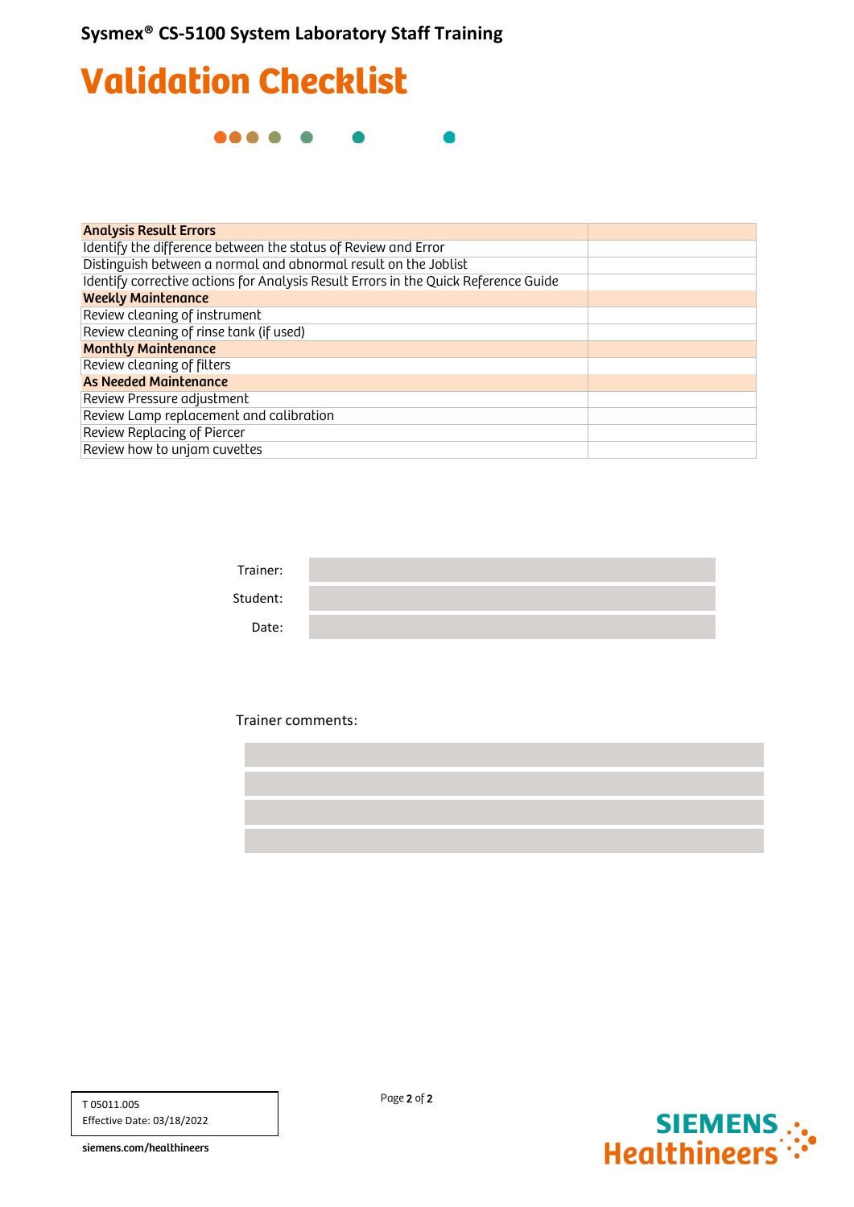**Sysmex® CS-5100 System Laboratory Staff Training**

# Validation Checklist

| | |
|---|---|
| **Analysis Result Errors** | |
| Identify the difference between the status of Review and Error | |
| Distinguish between a normal and abnormal result on the Joblist | |
| Identify corrective actions for Analysis Result Errors in the Quick Reference Guide | |
| **Weekly Maintenance** | |
| Review cleaning of instrument | |
| Review cleaning of rinse tank (if used) | |
| **Monthly Maintenance** | |
| Review cleaning of filters | |
| **As Needed Maintenance** | |
| Review Pressure adjustment | |
| Review Lamp replacement and calibration | |
| Review Replacing of Piercer | |
| Review how to unjam cuvettes | |

Trainer:

Student:

Date:

Trainer comments:

T 05011.005
Effective Date: 03/18/2022

siemens.com/healthineers

SIEMENS Healthineers